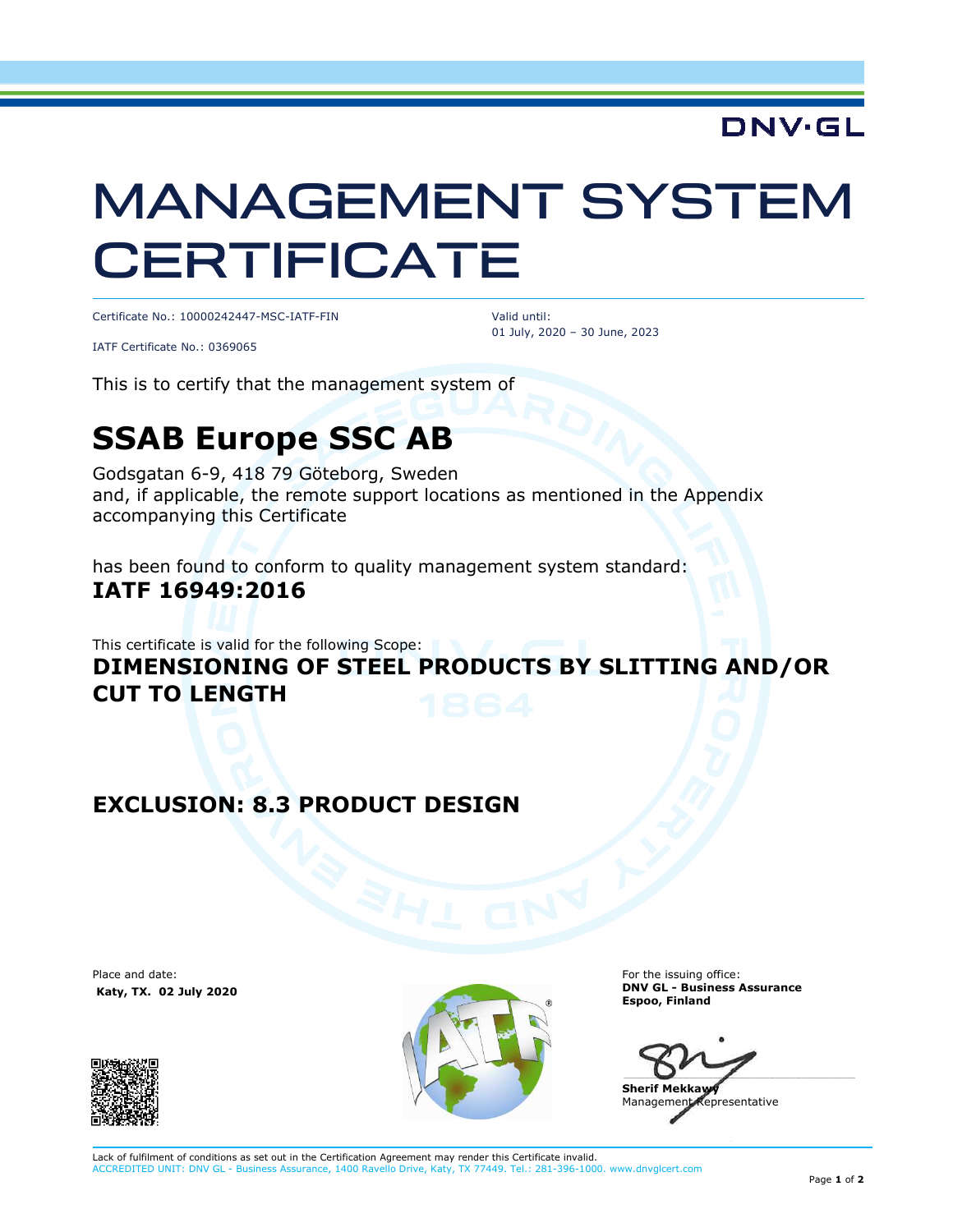DNV·GL

# MANAGEMENT SYSTEM CERTIFICATE

Certificate No.: 10000242447-MSC-IATF-FIN

IATF Certificate No.: 0369065

Valid until:
01 July, 2020 – 30 June, 2023

This is to certify that the management system of

## SSAB Europe SSC AB

Godsgatan 6-9, 418 79 Göteborg, Sweden
and, if applicable, the remote support locations as mentioned in the Appendix accompanying this Certificate

has been found to conform to quality management system standard:
**IATF 16949:2016**

This certificate is valid for the following Scope:
**DIMENSIONING OF STEEL PRODUCTS BY SLITTING AND/OR CUT TO LENGTH**

**EXCLUSION: 8.3 PRODUCT DESIGN**

Place and date:
**Katy, TX. 02 July 2020**

For the issuing office:
**DNV GL - Business Assurance**
**Espoo, Finland**

**Sherif Mekkawy**
Management Representative

Lack of fulfilment of conditions as set out in the Certification Agreement may render this Certificate invalid.
ACCREDITED UNIT: DNV GL - Business Assurance, 1400 Ravello Drive, Katy, TX 77449. Tel.: 281-396-1000. www.dnvglcert.com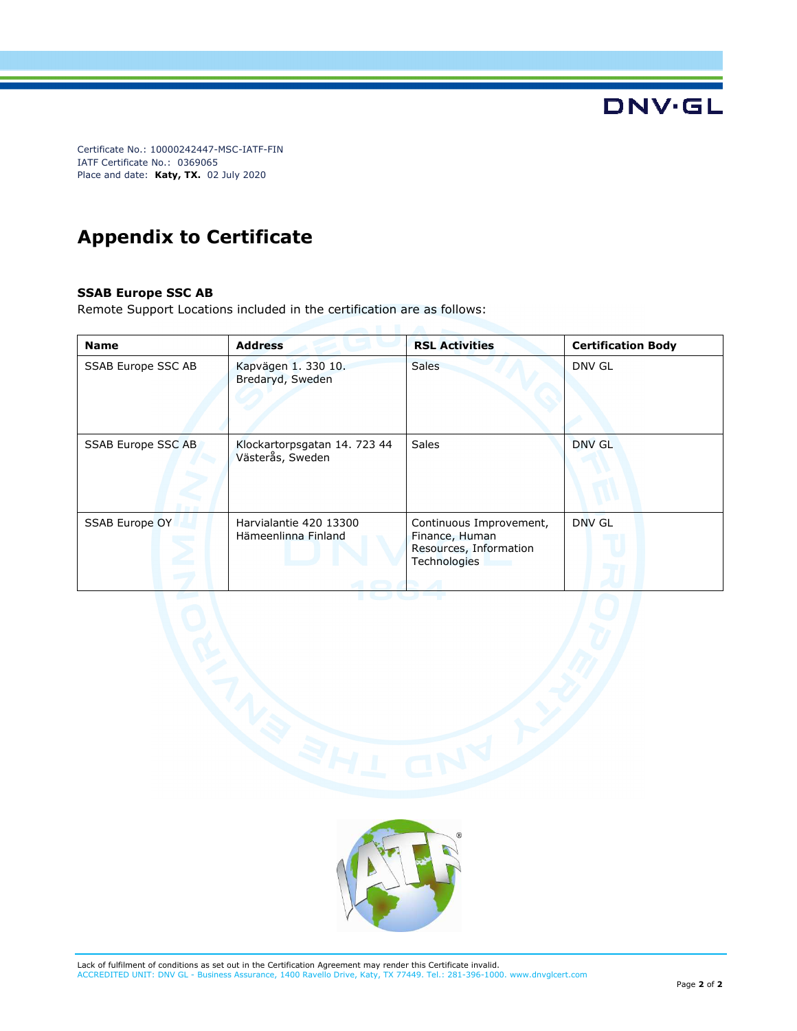Certificate No.: 10000242447-MSC-IATF-FIN
IATF Certificate No.: 0369065
Place and date: **Katy, TX.** 02 July 2020

# Appendix to Certificate

**SSAB Europe SSC AB**
Remote Support Locations included in the certification are as follows:

| Name | Address | RSL Activities | Certification Body |
|---|---|---|---|
| SSAB Europe SSC AB | Kapvägen 1. 330 10. Bredaryd, Sweden | Sales | DNV GL |
| SSAB Europe SSC AB | Klockartorpsgatan 14. 723 44 Västerås, Sweden | Sales | DNV GL |
| SSAB Europe OY | Harvialantie 420 13300 Hämeenlinna Finland | Continuous Improvement, Finance, Human Resources, Information Technologies | DNV GL |

Lack of fulfilment of conditions as set out in the Certification Agreement may render this Certificate invalid.
ACCREDITED UNIT: DNV GL - Business Assurance, 1400 Ravello Drive, Katy, TX 77449. Tel.: 281-396-1000. www.dnvglcert.com